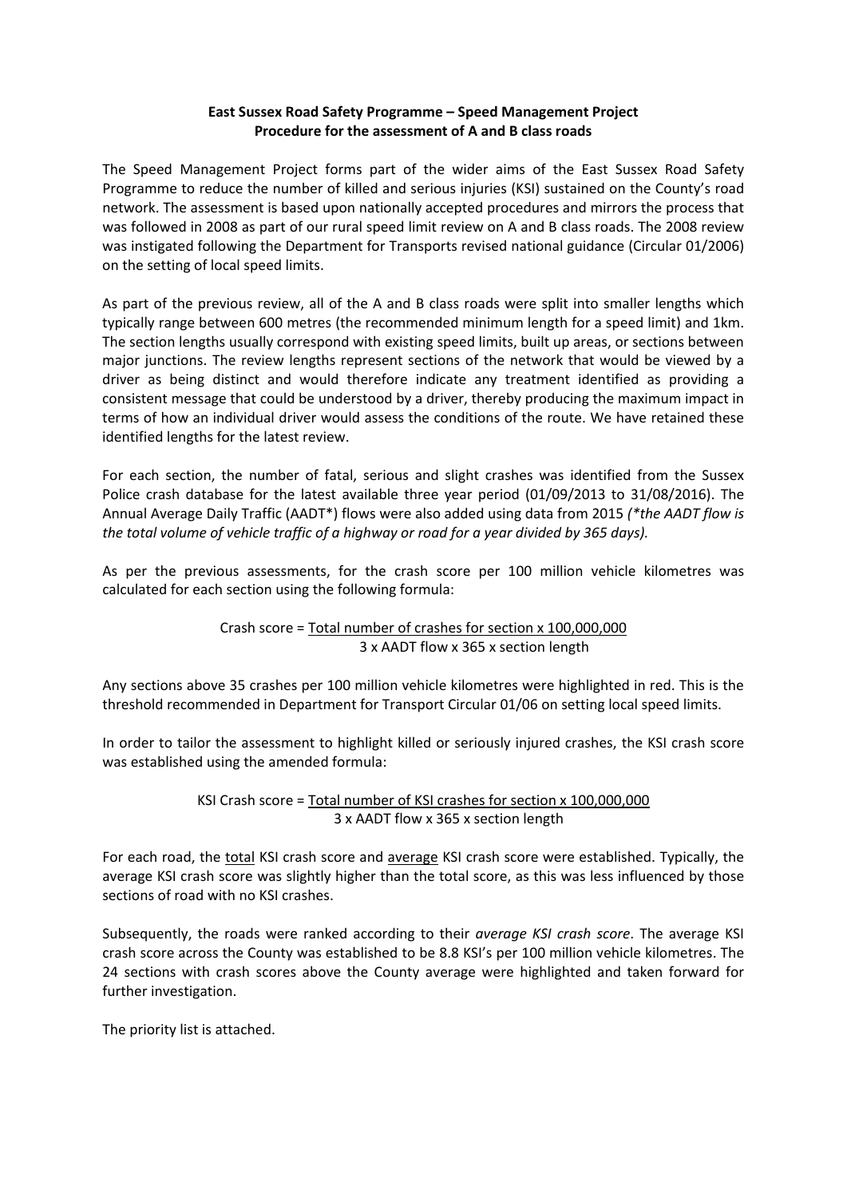**East Sussex Road Safety Programme – Speed Management Project**
**Procedure for the assessment of A and B class roads**

The Speed Management Project forms part of the wider aims of the East Sussex Road Safety Programme to reduce the number of killed and serious injuries (KSI) sustained on the County's road network. The assessment is based upon nationally accepted procedures and mirrors the process that was followed in 2008 as part of our rural speed limit review on A and B class roads. The 2008 review was instigated following the Department for Transports revised national guidance (Circular 01/2006) on the setting of local speed limits.

As part of the previous review, all of the A and B class roads were split into smaller lengths which typically range between 600 metres (the recommended minimum length for a speed limit) and 1km. The section lengths usually correspond with existing speed limits, built up areas, or sections between major junctions. The review lengths represent sections of the network that would be viewed by a driver as being distinct and would therefore indicate any treatment identified as providing a consistent message that could be understood by a driver, thereby producing the maximum impact in terms of how an individual driver would assess the conditions of the route. We have retained these identified lengths for the latest review.

For each section, the number of fatal, serious and slight crashes was identified from the Sussex Police crash database for the latest available three year period (01/09/2013 to 31/08/2016). The Annual Average Daily Traffic (AADT*) flows were also added using data from 2015 *(*the AADT flow is the total volume of vehicle traffic of a highway or road for a year divided by 365 days).*

As per the previous assessments, for the crash score per 100 million vehicle kilometres was calculated for each section using the following formula:

$$\text{Crash score} = \frac{\text{Total number of crashes for section} \times 100{,}000{,}000}{3 \times \text{AADT flow} \times 365 \times \text{section length}}$$

Any sections above 35 crashes per 100 million vehicle kilometres were highlighted in red. This is the threshold recommended in Department for Transport Circular 01/06 on setting local speed limits.

In order to tailor the assessment to highlight killed or seriously injured crashes, the KSI crash score was established using the amended formula:

$$\text{KSI Crash score} = \frac{\text{Total number of KSI crashes for section} \times 100{,}000{,}000}{3 \times \text{AADT flow} \times 365 \times \text{section length}}$$

For each road, the <u>total</u> KSI crash score and <u>average</u> KSI crash score were established. Typically, the average KSI crash score was slightly higher than the total score, as this was less influenced by those sections of road with no KSI crashes.

Subsequently, the roads were ranked according to their *average KSI crash score*. The average KSI crash score across the County was established to be 8.8 KSI's per 100 million vehicle kilometres. The 24 sections with crash scores above the County average were highlighted and taken forward for further investigation.

The priority list is attached.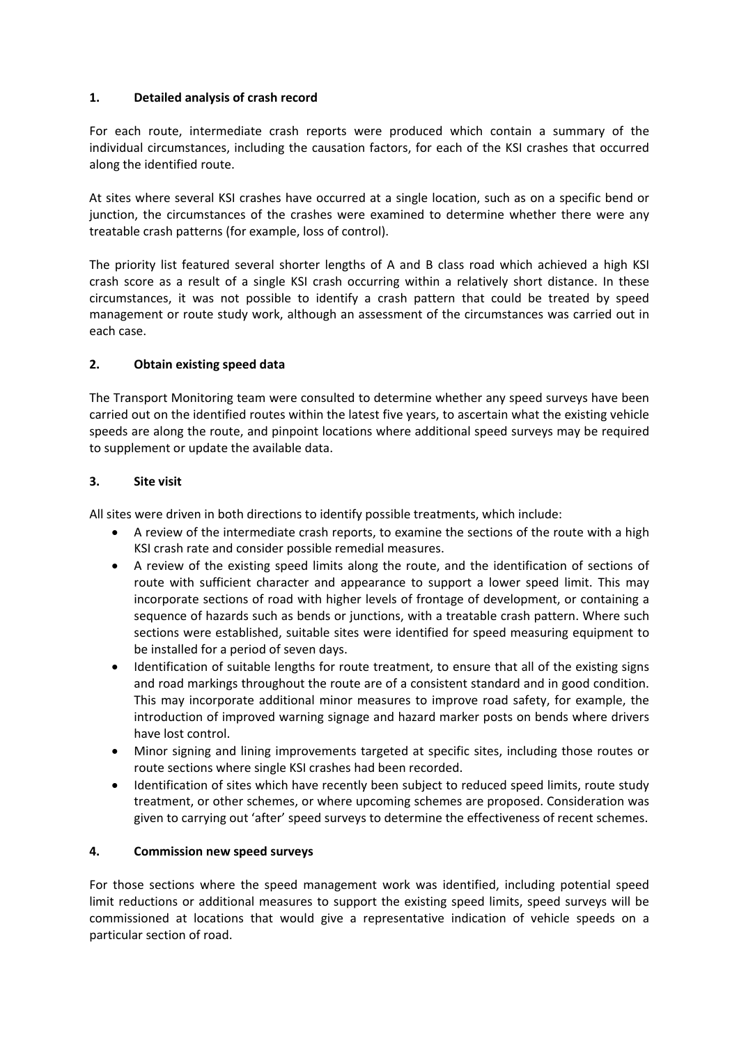## 1. Detailed analysis of crash record

For each route, intermediate crash reports were produced which contain a summary of the individual circumstances, including the causation factors, for each of the KSI crashes that occurred along the identified route.

At sites where several KSI crashes have occurred at a single location, such as on a specific bend or junction, the circumstances of the crashes were examined to determine whether there were any treatable crash patterns (for example, loss of control).

The priority list featured several shorter lengths of A and B class road which achieved a high KSI crash score as a result of a single KSI crash occurring within a relatively short distance. In these circumstances, it was not possible to identify a crash pattern that could be treated by speed management or route study work, although an assessment of the circumstances was carried out in each case.

## 2. Obtain existing speed data

The Transport Monitoring team were consulted to determine whether any speed surveys have been carried out on the identified routes within the latest five years, to ascertain what the existing vehicle speeds are along the route, and pinpoint locations where additional speed surveys may be required to supplement or update the available data.

## 3. Site visit

All sites were driven in both directions to identify possible treatments, which include:

- A review of the intermediate crash reports, to examine the sections of the route with a high KSI crash rate and consider possible remedial measures.
- A review of the existing speed limits along the route, and the identification of sections of route with sufficient character and appearance to support a lower speed limit. This may incorporate sections of road with higher levels of frontage of development, or containing a sequence of hazards such as bends or junctions, with a treatable crash pattern. Where such sections were established, suitable sites were identified for speed measuring equipment to be installed for a period of seven days.
- Identification of suitable lengths for route treatment, to ensure that all of the existing signs and road markings throughout the route are of a consistent standard and in good condition. This may incorporate additional minor measures to improve road safety, for example, the introduction of improved warning signage and hazard marker posts on bends where drivers have lost control.
- Minor signing and lining improvements targeted at specific sites, including those routes or route sections where single KSI crashes had been recorded.
- Identification of sites which have recently been subject to reduced speed limits, route study treatment, or other schemes, or where upcoming schemes are proposed. Consideration was given to carrying out 'after' speed surveys to determine the effectiveness of recent schemes.

## 4. Commission new speed surveys

For those sections where the speed management work was identified, including potential speed limit reductions or additional measures to support the existing speed limits, speed surveys will be commissioned at locations that would give a representative indication of vehicle speeds on a particular section of road.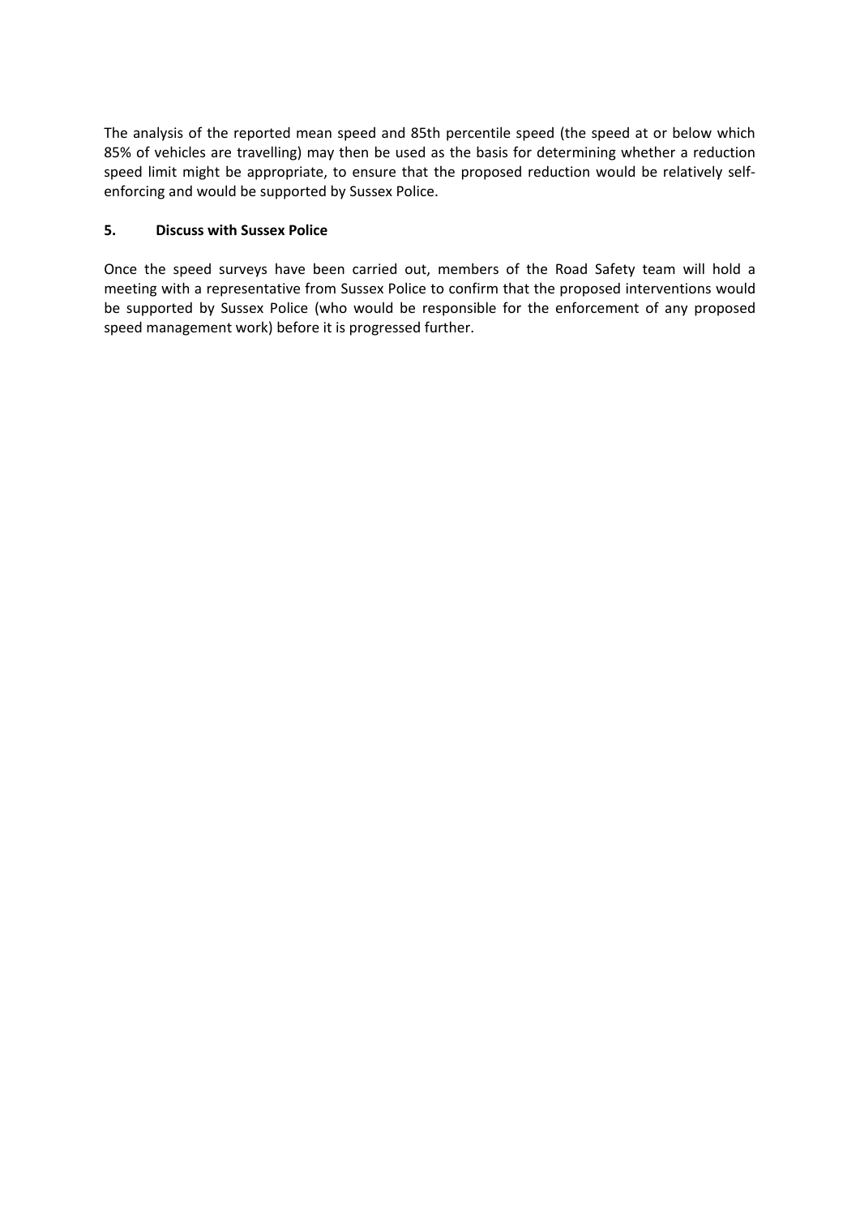The analysis of the reported mean speed and 85th percentile speed (the speed at or below which 85% of vehicles are travelling) may then be used as the basis for determining whether a reduction speed limit might be appropriate, to ensure that the proposed reduction would be relatively self-enforcing and would be supported by Sussex Police.

### 5. Discuss with Sussex Police

Once the speed surveys have been carried out, members of the Road Safety team will hold a meeting with a representative from Sussex Police to confirm that the proposed interventions would be supported by Sussex Police (who would be responsible for the enforcement of any proposed speed management work) before it is progressed further.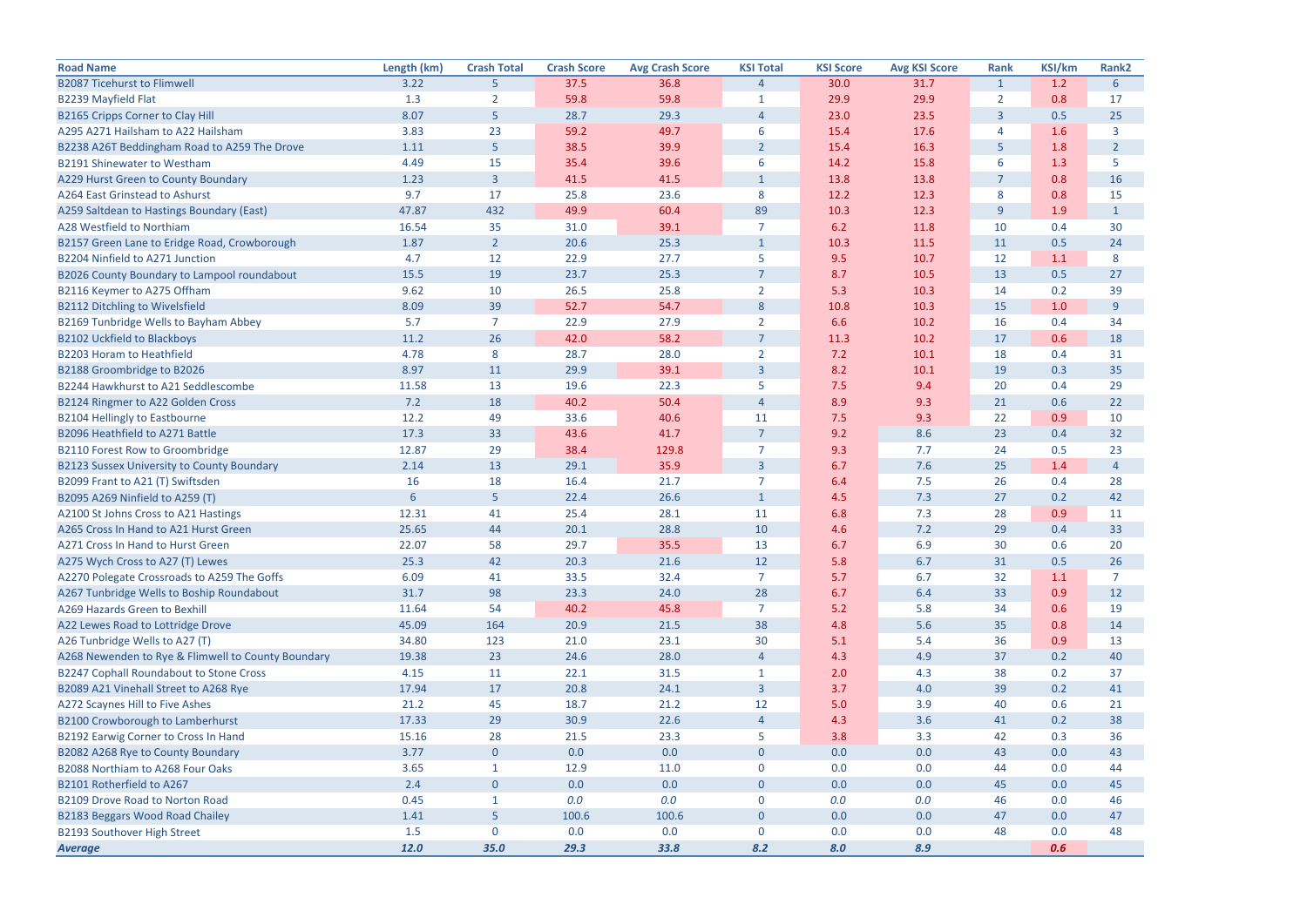| Road Name | Length (km) | Crash Total | Crash Score | Avg Crash Score | KSI Total | KSI Score | Avg KSI Score | Rank | KSI/km | Rank2 |
|---|---|---|---|---|---|---|---|---|---|---|
| B2087 Ticehurst to Flimwell | 3.22 | 5 | 37.5 | 36.8 | 4 | 30.0 | 31.7 | 1 | 1.2 | 6 |
| B2239 Mayfield Flat | 1.3 | 2 | 59.8 | 59.8 | 1 | 29.9 | 29.9 | 2 | 0.8 | 17 |
| B2165 Cripps Corner to Clay Hill | 8.07 | 5 | 28.7 | 29.3 | 4 | 23.0 | 23.5 | 3 | 0.5 | 25 |
| A295 A271 Hailsham to A22 Hailsham | 3.83 | 23 | 59.2 | 49.7 | 6 | 15.4 | 17.6 | 4 | 1.6 | 3 |
| B2238 A26T Beddingham Road to A259 The Drove | 1.11 | 5 | 38.5 | 39.9 | 2 | 15.4 | 16.3 | 5 | 1.8 | 2 |
| B2191 Shinewater to Westham | 4.49 | 15 | 35.4 | 39.6 | 6 | 14.2 | 15.8 | 6 | 1.3 | 5 |
| A229 Hurst Green to County Boundary | 1.23 | 3 | 41.5 | 41.5 | 1 | 13.8 | 13.8 | 7 | 0.8 | 16 |
| A264 East Grinstead to Ashurst | 9.7 | 17 | 25.8 | 23.6 | 8 | 12.2 | 12.3 | 8 | 0.8 | 15 |
| A259 Saltdean to Hastings Boundary (East) | 47.87 | 432 | 49.9 | 60.4 | 89 | 10.3 | 12.3 | 9 | 1.9 | 1 |
| A28 Westfield to Northiam | 16.54 | 35 | 31.0 | 39.1 | 7 | 6.2 | 11.8 | 10 | 0.4 | 30 |
| B2157 Green Lane to Eridge Road, Crowborough | 1.87 | 2 | 20.6 | 25.3 | 1 | 10.3 | 11.5 | 11 | 0.5 | 24 |
| B2204 Ninfield to A271 Junction | 4.7 | 12 | 22.9 | 27.7 | 5 | 9.5 | 10.7 | 12 | 1.1 | 8 |
| B2026 County Boundary to Lampool roundabout | 15.5 | 19 | 23.7 | 25.3 | 7 | 8.7 | 10.5 | 13 | 0.5 | 27 |
| B2116 Keymer to A275 Offham | 9.62 | 10 | 26.5 | 25.8 | 2 | 5.3 | 10.3 | 14 | 0.2 | 39 |
| B2112 Ditchling to Wivelsfield | 8.09 | 39 | 52.7 | 54.7 | 8 | 10.8 | 10.3 | 15 | 1.0 | 9 |
| B2169 Tunbridge Wells to Bayham Abbey | 5.7 | 7 | 22.9 | 27.9 | 2 | 6.6 | 10.2 | 16 | 0.4 | 34 |
| B2102 Uckfield to Blackboys | 11.2 | 26 | 42.0 | 58.2 | 7 | 11.3 | 10.2 | 17 | 0.6 | 18 |
| B2203 Horam to Heathfield | 4.78 | 8 | 28.7 | 28.0 | 2 | 7.2 | 10.1 | 18 | 0.4 | 31 |
| B2188 Groombridge to B2026 | 8.97 | 11 | 29.9 | 39.1 | 3 | 8.2 | 10.1 | 19 | 0.3 | 35 |
| B2244 Hawkhurst to A21 Seddlescombe | 11.58 | 13 | 19.6 | 22.3 | 5 | 7.5 | 9.4 | 20 | 0.4 | 29 |
| B2124 Ringmer to A22 Golden Cross | 7.2 | 18 | 40.2 | 50.4 | 4 | 8.9 | 9.3 | 21 | 0.6 | 22 |
| B2104 Hellingly to Eastbourne | 12.2 | 49 | 33.6 | 40.6 | 11 | 7.5 | 9.3 | 22 | 0.9 | 10 |
| B2096 Heathfield to A271 Battle | 17.3 | 33 | 43.6 | 41.7 | 7 | 9.2 | 8.6 | 23 | 0.4 | 32 |
| B2110 Forest Row to Groombridge | 12.87 | 29 | 38.4 | 129.8 | 7 | 9.3 | 7.7 | 24 | 0.5 | 23 |
| B2123 Sussex University to County Boundary | 2.14 | 13 | 29.1 | 35.9 | 3 | 6.7 | 7.6 | 25 | 1.4 | 4 |
| B2099 Frant to A21 (T) Swiftsden | 16 | 18 | 16.4 | 21.7 | 7 | 6.4 | 7.5 | 26 | 0.4 | 28 |
| B2095 A269 Ninfield to A259 (T) | 6 | 5 | 22.4 | 26.6 | 1 | 4.5 | 7.3 | 27 | 0.2 | 42 |
| A2100 St Johns Cross to A21 Hastings | 12.31 | 41 | 25.4 | 28.1 | 11 | 6.8 | 7.3 | 28 | 0.9 | 11 |
| A265 Cross In Hand to A21 Hurst Green | 25.65 | 44 | 20.1 | 28.8 | 10 | 4.6 | 7.2 | 29 | 0.4 | 33 |
| A271 Cross In Hand to Hurst Green | 22.07 | 58 | 29.7 | 35.5 | 13 | 6.7 | 6.9 | 30 | 0.6 | 20 |
| A275 Wych Cross to A27 (T) Lewes | 25.3 | 42 | 20.3 | 21.6 | 12 | 5.8 | 6.7 | 31 | 0.5 | 26 |
| A2270 Polegate Crossroads to A259 The Goffs | 6.09 | 41 | 33.5 | 32.4 | 7 | 5.7 | 6.7 | 32 | 1.1 | 7 |
| A267 Tunbridge Wells to Boship Roundabout | 31.7 | 98 | 23.3 | 24.0 | 28 | 6.7 | 6.4 | 33 | 0.9 | 12 |
| A269 Hazards Green to Bexhill | 11.64 | 54 | 40.2 | 45.8 | 7 | 5.2 | 5.8 | 34 | 0.6 | 19 |
| A22 Lewes Road to Lottridge Drove | 45.09 | 164 | 20.9 | 21.5 | 38 | 4.8 | 5.6 | 35 | 0.8 | 14 |
| A26 Tunbridge Wells to A27 (T) | 34.80 | 123 | 21.0 | 23.1 | 30 | 5.1 | 5.4 | 36 | 0.9 | 13 |
| A268 Newenden to Rye & Flimwell to County Boundary | 19.38 | 23 | 24.6 | 28.0 | 4 | 4.3 | 4.9 | 37 | 0.2 | 40 |
| B2247 Cophall Roundabout to Stone Cross | 4.15 | 11 | 22.1 | 31.5 | 1 | 2.0 | 4.3 | 38 | 0.2 | 37 |
| B2089 A21 Vinehall Street to A268 Rye | 17.94 | 17 | 20.8 | 24.1 | 3 | 3.7 | 4.0 | 39 | 0.2 | 41 |
| A272 Scaynes Hill to Five Ashes | 21.2 | 45 | 18.7 | 21.2 | 12 | 5.0 | 3.9 | 40 | 0.6 | 21 |
| B2100 Crowborough to Lamberhurst | 17.33 | 29 | 30.9 | 22.6 | 4 | 4.3 | 3.6 | 41 | 0.2 | 38 |
| B2192 Earwig Corner to Cross In Hand | 15.16 | 28 | 21.5 | 23.3 | 5 | 3.8 | 3.3 | 42 | 0.3 | 36 |
| B2082 A268 Rye to County Boundary | 3.77 | 0 | 0.0 | 0.0 | 0 | 0.0 | 0.0 | 43 | 0.0 | 43 |
| B2088 Northiam to A268 Four Oaks | 3.65 | 1 | 12.9 | 11.0 | 0 | 0.0 | 0.0 | 44 | 0.0 | 44 |
| B2101 Rotherfield to A267 | 2.4 | 0 | 0.0 | 0.0 | 0 | 0.0 | 0.0 | 45 | 0.0 | 45 |
| B2109 Drove Road to Norton Road | 0.45 | 1 | *0.0* | *0.0* | 0 | *0.0* | *0.0* | 46 | 0.0 | 46 |
| B2183 Beggars Wood Road Chailey | 1.41 | 5 | 100.6 | 100.6 | 0 | 0.0 | 0.0 | 47 | 0.0 | 47 |
| B2193 Southover High Street | 1.5 | 0 | 0.0 | 0.0 | 0 | 0.0 | 0.0 | 48 | 0.0 | 48 |
| ***Average*** | ***12.0*** | ***35.0*** | ***29.3*** | ***33.8*** | ***8.2*** | ***8.0*** | ***8.9*** | | ***0.6*** | |